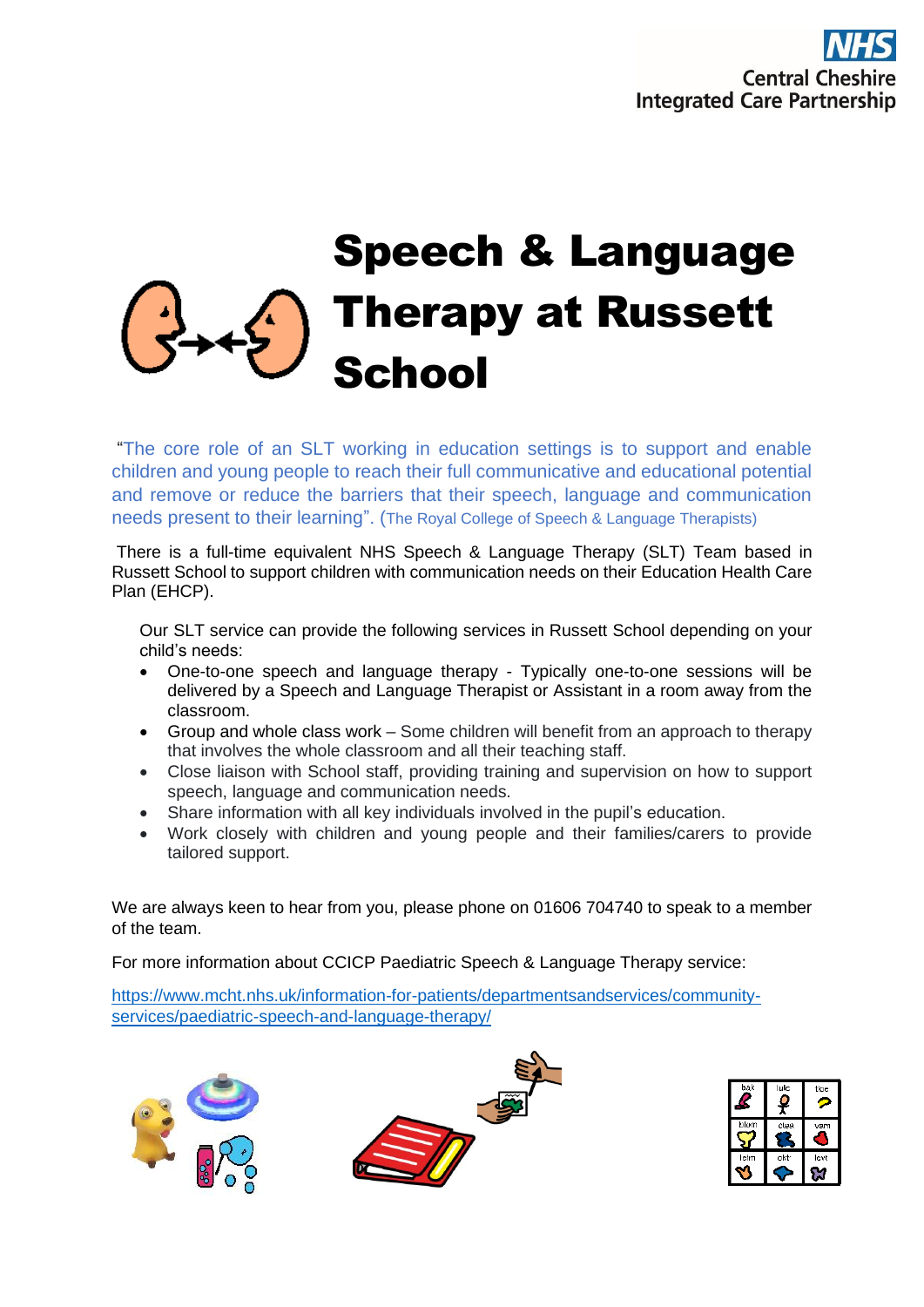NHS
Central Cheshire
Integrated Care Partnership

# Speech & Language Therapy at Russett School

"The core role of an SLT working in education settings is to support and enable children and young people to reach their full communicative and educational potential and remove or reduce the barriers that their speech, language and communication needs present to their learning". (The Royal College of Speech & Language Therapists)

There is a full-time equivalent NHS Speech & Language Therapy (SLT) Team based in Russett School to support children with communication needs on their Education Health Care Plan (EHCP).

Our SLT service can provide the following services in Russett School depending on your child's needs:

- One-to-one speech and language therapy - Typically one-to-one sessions will be delivered by a Speech and Language Therapist or Assistant in a room away from the classroom.
- Group and whole class work – Some children will benefit from an approach to therapy that involves the whole classroom and all their teaching staff.
- Close liaison with School staff, providing training and supervision on how to support speech, language and communication needs.
- Share information with all key individuals involved in the pupil's education.
- Work closely with children and young people and their families/carers to provide tailored support.

We are always keen to hear from you, please phone on 01606 704740 to speak to a member of the team.

For more information about CCICP Paediatric Speech & Language Therapy service:

https://www.mcht.nhs.uk/information-for-patients/departmentsandservices/community-services/paediatric-speech-and-language-therapy/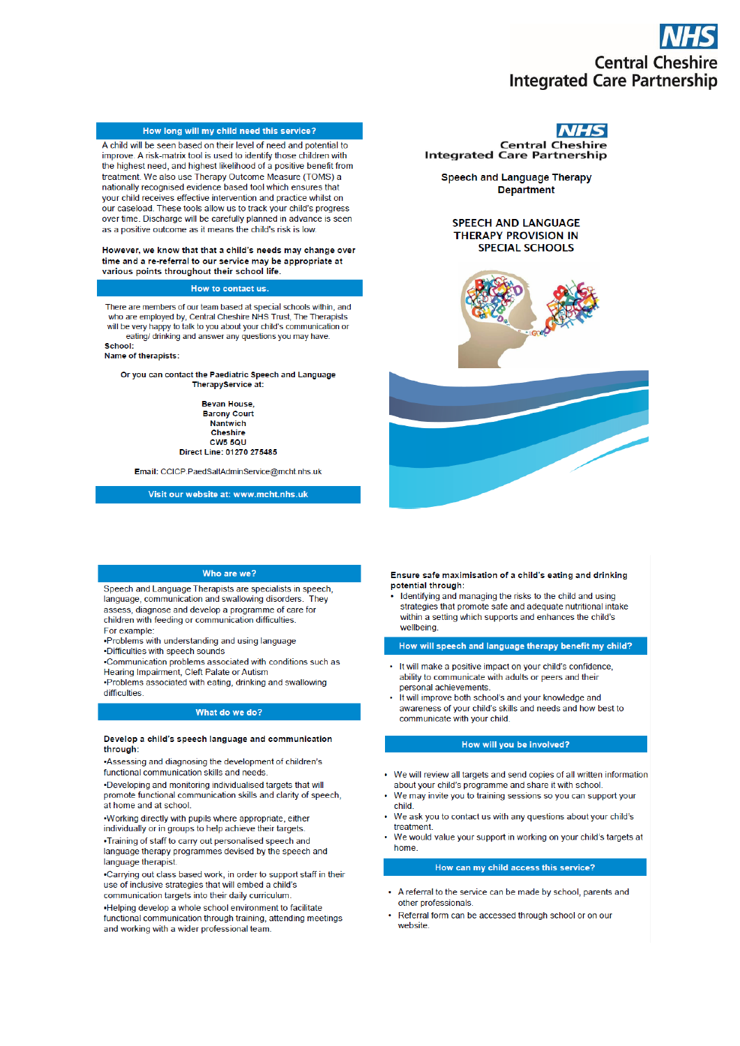**NHS**
**Central Cheshire Integrated Care Partnership**

## How long will my child need this service?

A child will be seen based on their level of need and potential to improve. A risk-matrix tool is used to identify those children with the highest need, and highest likelihood of a positive benefit from treatment. We also use Therapy Outcome Measure (TOMS) a nationally recognised evidence based tool which ensures that your child receives effective intervention and practice whilst on our caseload. These tools allow us to track your child's progress over time. Discharge will be carefully planned in advance is seen as a positive outcome as it means the child's risk is low.

**However, we know that that a child's needs may change over time and a re-referral to our service may be appropriate at various points throughout their school life.**

## How to contact us.

There are members of our team based at special schools within, and who are employed by, Central Cheshire NHS Trust, The Therapists will be very happy to talk to you about your child's communication or eating/ drinking and answer any questions you may have.

**School:**
**Name of therapists:**

**Or you can contact the Paediatric Speech and Language TherapyService at:**

**Bevan House,**
**Barony Court**
**Nantwich**
**Cheshire**
**CW5 5QU**
**Direct Line: 01270 275485**

**Email:** CCICP.PaedSaltAdminService@mcht.nhs.uk

**Visit our website at: www.mcht.nhs.uk**

**NHS**
**Central Cheshire Integrated Care Partnership**

**Speech and Language Therapy Department**

# SPEECH AND LANGUAGE THERAPY PROVISION IN SPECIAL SCHOOLS

## Who are we?

Speech and Language Therapists are specialists in speech, language, communication and swallowing disorders. They assess, diagnose and develop a programme of care for children with feeding or communication difficulties.

For example:

- Problems with understanding and using language
- Difficulties with speech sounds
- Communication problems associated with conditions such as Hearing Impairment, Cleft Palate or Autism
- Problems associated with eating, drinking and swallowing difficulties.

## What do we do?

**Develop a child's speech language and communication through:**

- Assessing and diagnosing the development of children's functional communication skills and needs.
- Developing and monitoring individualised targets that will promote functional communication skills and clarity of speech, at home and at school.
- Working directly with pupils where appropriate, either individually or in groups to help achieve their targets.
- Training of staff to carry out personalised speech and language therapy programmes devised by the speech and language therapist.
- Carrying out class based work, in order to support staff in their use of inclusive strategies that will embed a child's communication targets into their daily curriculum.
- Helping develop a whole school environment to facilitate functional communication through training, attending meetings and working with a wider professional team.

**Ensure safe maximisation of a child's eating and drinking potential through:**

- Identifying and managing the risks to the child and using strategies that promote safe and adequate nutritional intake within a setting which supports and enhances the child's wellbeing.

## How will speech and language therapy benefit my child?

- It will make a positive impact on your child's confidence, ability to communicate with adults or peers and their personal achievements.
- It will improve both school's and your knowledge and awareness of your child's skills and needs and how best to communicate with your child.

## How will you be involved?

- We will review all targets and send copies of all written information about your child's programme and share it with school.
- We may invite you to training sessions so you can support your child.
- We ask you to contact us with any questions about your child's treatment.
- We would value your support in working on your child's targets at home.

## How can my child access this service?

- A referral to the service can be made by school, parents and other professionals.
- Referral form can be accessed through school or on our website.